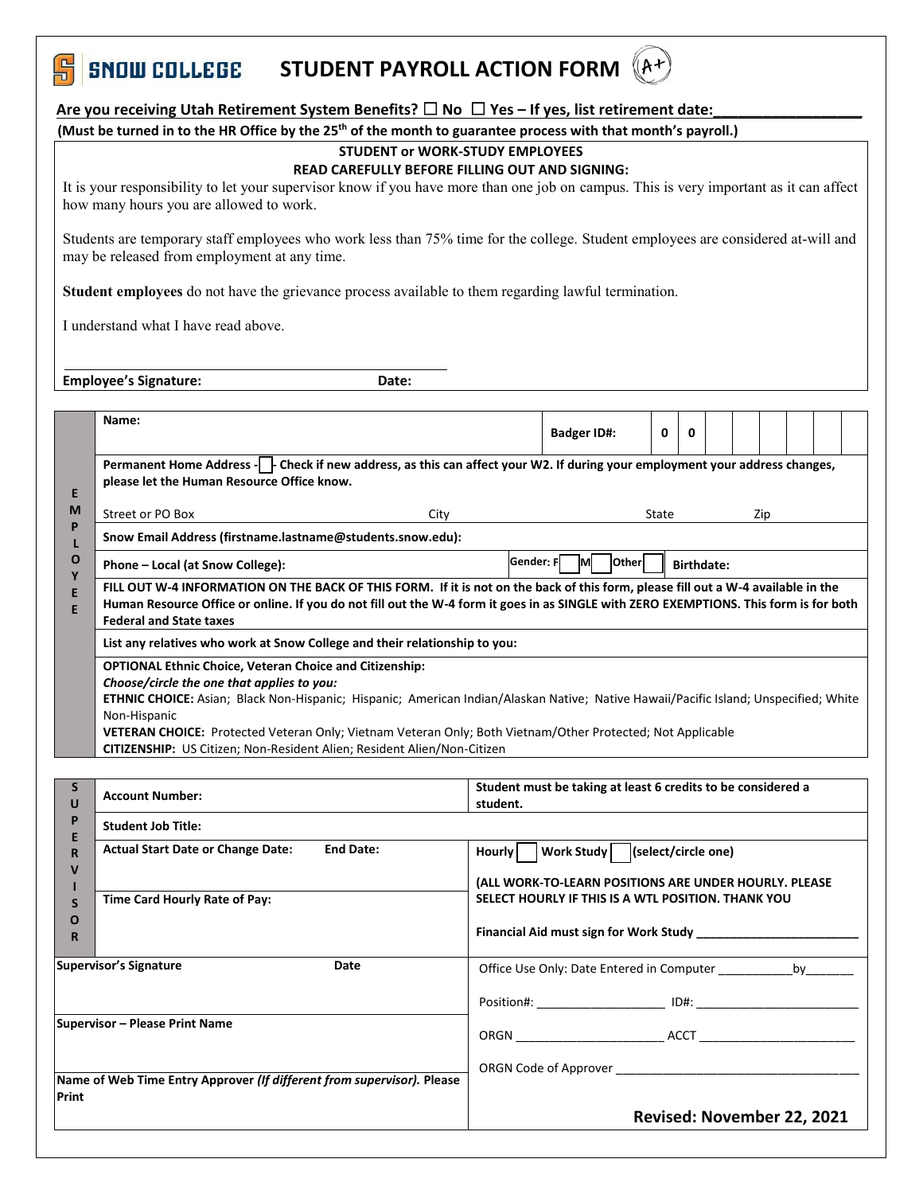# SNOW COLLEGE — STUDENT PAYROLL ACTION FORM

**Are you receiving Utah Retirement System Benefits? ☐ No ☐ Yes – If yes, list retirement date:_________________**

**(Must be turned in to the HR Office by the 25th of the month to guarantee process with that month's payroll.)**

**STUDENT or WORK-STUDY EMPLOYEES**

**READ CAREFULLY BEFORE FILLING OUT AND SIGNING:**

It is your responsibility to let your supervisor know if you have more than one job on campus. This is very important as it can affect how many hours you are allowed to work.

Students are temporary staff employees who work less than 75% time for the college. Student employees are considered at-will and may be released from employment at any time.

**Student employees** do not have the grievance process available to them regarding lawful termination.

I understand what I have read above.

**Employee's Signature:** ______________________ **Date:**

## EMPLOYEE

| | | | | | | | | | | | | | |
|---|---|---|---|---|---|---|---|---|---|---|---|---|---|
| **Name:** | | | **Badger ID#:** | 0 | 0 | | | | | | | | |

**Permanent Home Address - ☐ - Check if new address, as this can affect your W2. If during your employment your address changes, please let the Human Resource Office know.**

Street or PO Box | City | State | Zip

**Snow Email Address (firstname.lastname@students.snow.edu):**

**Phone – Local (at Snow College):** **Gender: F ☐ M ☐ Other ☐** **Birthdate:**

**FILL OUT W-4 INFORMATION ON THE BACK OF THIS FORM. If it is not on the back of this form, please fill out a W-4 available in the Human Resource Office or online. If you do not fill out the W-4 form it goes in as SINGLE with ZERO EXEMPTIONS. This form is for both Federal and State taxes**

**List any relatives who work at Snow College and their relationship to you:**

**OPTIONAL Ethnic Choice, Veteran Choice and Citizenship:**

***Choose/circle the one that applies to you:***

**ETHNIC CHOICE:** Asian; Black Non-Hispanic; Hispanic; American Indian/Alaskan Native; Native Hawaii/Pacific Island; Unspecified; White Non-Hispanic

**VETERAN CHOICE:** Protected Veteran Only; Vietnam Veteran Only; Both Vietnam/Other Protected; Not Applicable

**CITIZENSHIP:** US Citizen; Non-Resident Alien; Resident Alien/Non-Citizen

## SUPERVISOR

| | |
|---|---|
| **Account Number:** | **Student must be taking at least 6 credits to be considered a student.** |
| **Student Job Title:** | |
| **Actual Start Date or Change Date:** **End Date:** | **Hourly ☐ Work Study ☐ (select/circle one)** |
| **Time Card Hourly Rate of Pay:** | **(ALL WORK-TO-LEARN POSITIONS ARE UNDER HOURLY. PLEASE SELECT HOURLY IF THIS IS A WTL POSITION. THANK YOU** <br> **Financial Aid must sign for Work Study ________________________** |
| **Supervisor's Signature** **Date** | Office Use Only: Date Entered in Computer ___________by_______ <br> Position#: ___________________ ID#: ________________________ |
| **Supervisor – Please Print Name** | ORGN _____________________ ACCT _______________________ <br> ORGN Code of Approver ___________________________________ |
| **Name of Web Time Entry Approver *(If different from supervisor).* Please Print** | **Revised: November 22, 2021** |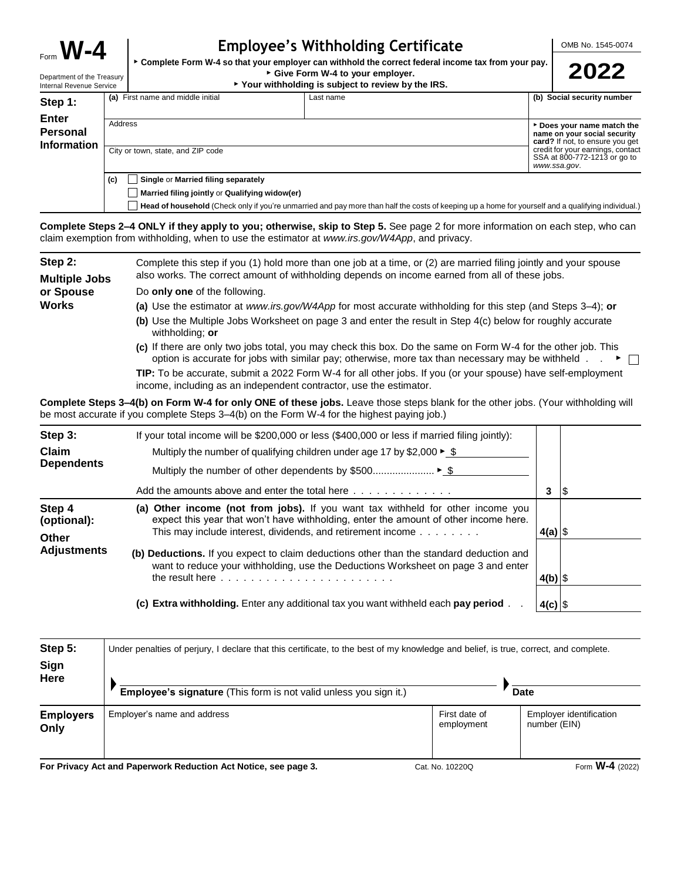# Form W-4 — Employee's Withholding Certificate

Department of the Treasury
Internal Revenue Service

▸ Complete Form W-4 so that your employer can withhold the correct federal income tax from your pay.
▸ Give Form W-4 to your employer.
▸ Your withholding is subject to review by the IRS.

OMB No. 1545-0074

**2022**

## Step 1: Enter Personal Information

| | | |
|---|---|---|
| (a) First name and middle initial | Last name | (b) Social security number |
| Address | | ▸ **Does your name match the name on your social security card?** If not, to ensure you get credit for your earnings, contact SSA at 800-772-1213 or go to *www.ssa.gov*. |
| City or town, state, and ZIP code | | |

(c)
- ☐ **Single** or **Married filing separately**
- ☐ **Married filing jointly** or **Qualifying widow(er)**
- ☐ **Head of household** (Check only if you're unmarried and pay more than half the costs of keeping up a home for yourself and a qualifying individual.)

**Complete Steps 2–4 ONLY if they apply to you; otherwise, skip to Step 5.** See page 2 for more information on each step, who can claim exemption from withholding, when to use the estimator at *www.irs.gov/W4App*, and privacy.

## Step 2: Multiple Jobs or Spouse Works

Complete this step if you (1) hold more than one job at a time, or (2) are married filing jointly and your spouse also works. The correct amount of withholding depends on income earned from all of these jobs.

Do **only one** of the following.

**(a)** Use the estimator at *www.irs.gov/W4App* for most accurate withholding for this step (and Steps 3–4); **or**

**(b)** Use the Multiple Jobs Worksheet on page 3 and enter the result in Step 4(c) below for roughly accurate withholding; **or**

**(c)** If there are only two jobs total, you may check this box. Do the same on Form W-4 for the other job. This option is accurate for jobs with similar pay; otherwise, more tax than necessary may be withheld . . . ▸ ☐

**TIP:** To be accurate, submit a 2022 Form W-4 for all other jobs. If you (or your spouse) have self-employment income, including as an independent contractor, use the estimator.

**Complete Steps 3–4(b) on Form W-4 for only ONE of these jobs.** Leave those steps blank for the other jobs. (Your withholding will be most accurate if you complete Steps 3–4(b) on the Form W-4 for the highest paying job.)

## Step 3: Claim Dependents

If your total income will be $200,000 or less ($400,000 or less if married filing jointly):

Multiply the number of qualifying children under age 17 by $2,000 ▸ $ ________

Multiply the number of other dependents by $500...................... ▸ $ ________

Add the amounts above and enter the total here . . . . . . . . . . . . . . **3** $ ________

## Step 4 (optional): Other Adjustments

**(a) Other income (not from jobs).** If you want tax withheld for other income you expect this year that won't have withholding, enter the amount of other income here. This may include interest, dividends, and retirement income . . . . . . . . **4(a)** $ ________

**(b) Deductions.** If you expect to claim deductions other than the standard deduction and want to reduce your withholding, use the Deductions Worksheet on page 3 and enter the result here . . . . . . . . . . . . . . . . . . . . . . . **4(b)** $ ________

**(c) Extra withholding.** Enter any additional tax you want withheld each **pay period** . . **4(c)** $ ________

## Step 5: Sign Here

Under penalties of perjury, I declare that this certificate, to the best of my knowledge and belief, is true, correct, and complete.

▸ **Employee's signature** (This form is not valid unless you sign it.) ▸ **Date**

## Employers Only

| Employer's name and address | First date of employment | Employer identification number (EIN) |
|---|---|---|
| | | |

**For Privacy Act and Paperwork Reduction Act Notice, see page 3.** Cat. No. 10220Q Form **W-4** (2022)